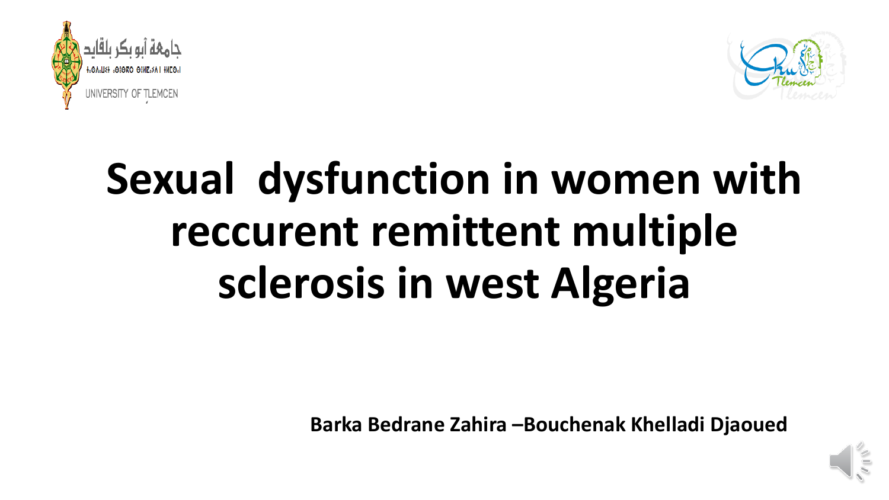جامعة أبو بكر بلقايد

UNIVERSITY OF TLEMCEN

# Sexual dysfunction in women with reccurent remittent multiple sclerosis in west Algeria

**Barka Bedrane Zahira –Bouchenak Khelladi Djaoued**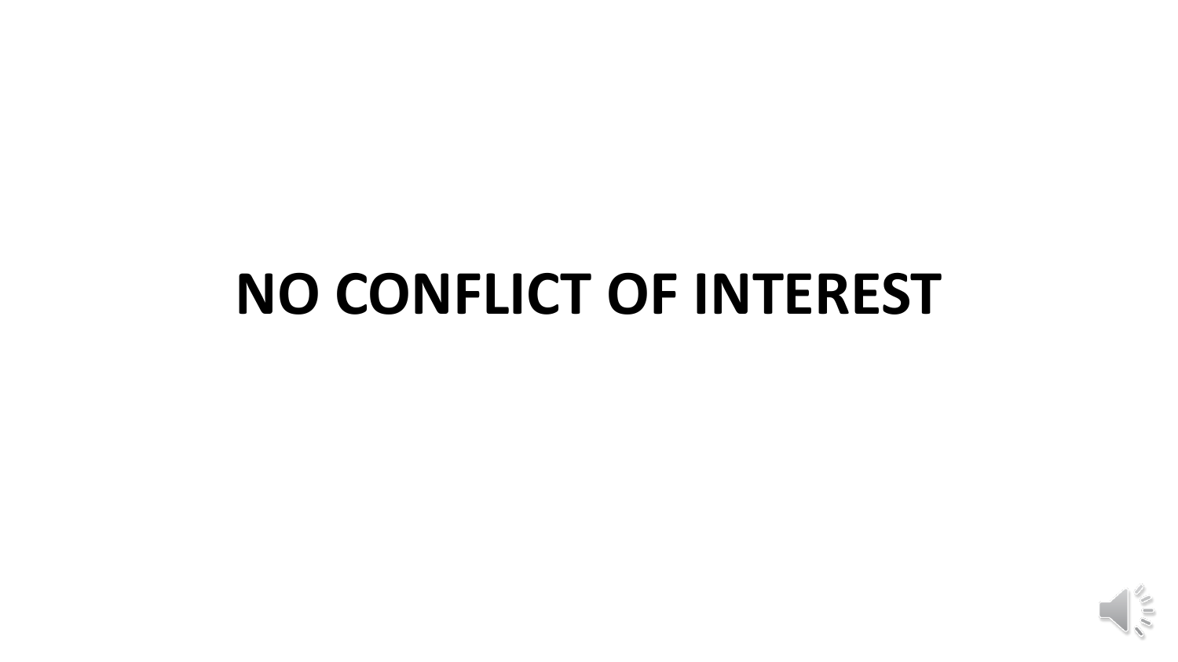# NO CONFLICT OF INTEREST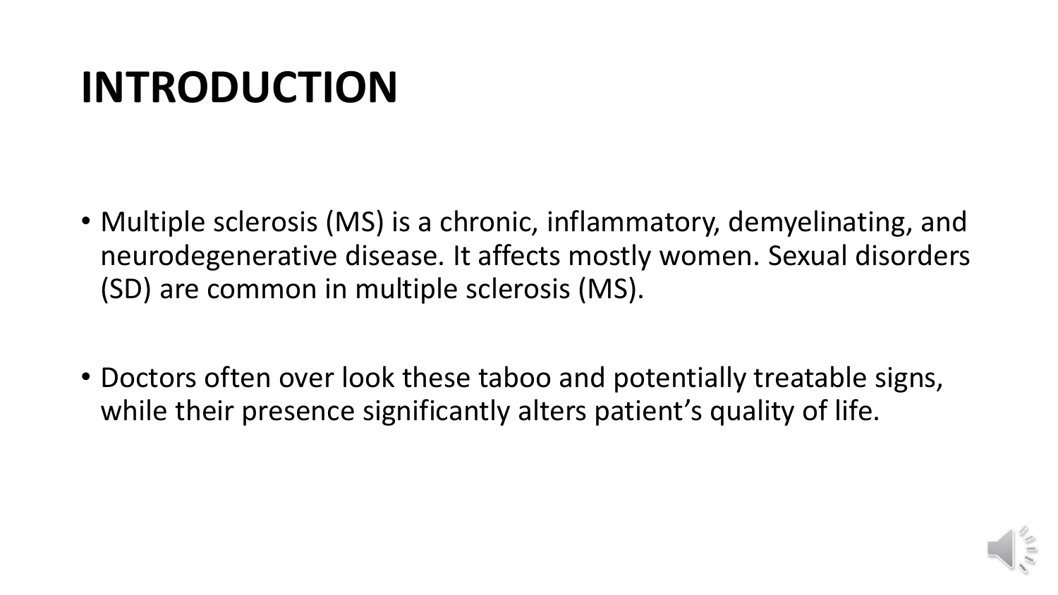# INTRODUCTION

- Multiple sclerosis (MS) is a chronic, inflammatory, demyelinating, and neurodegenerative disease. It affects mostly women. Sexual disorders (SD) are common in multiple sclerosis (MS).

- Doctors often over look these taboo and potentially treatable signs, while their presence significantly alters patient's quality of life.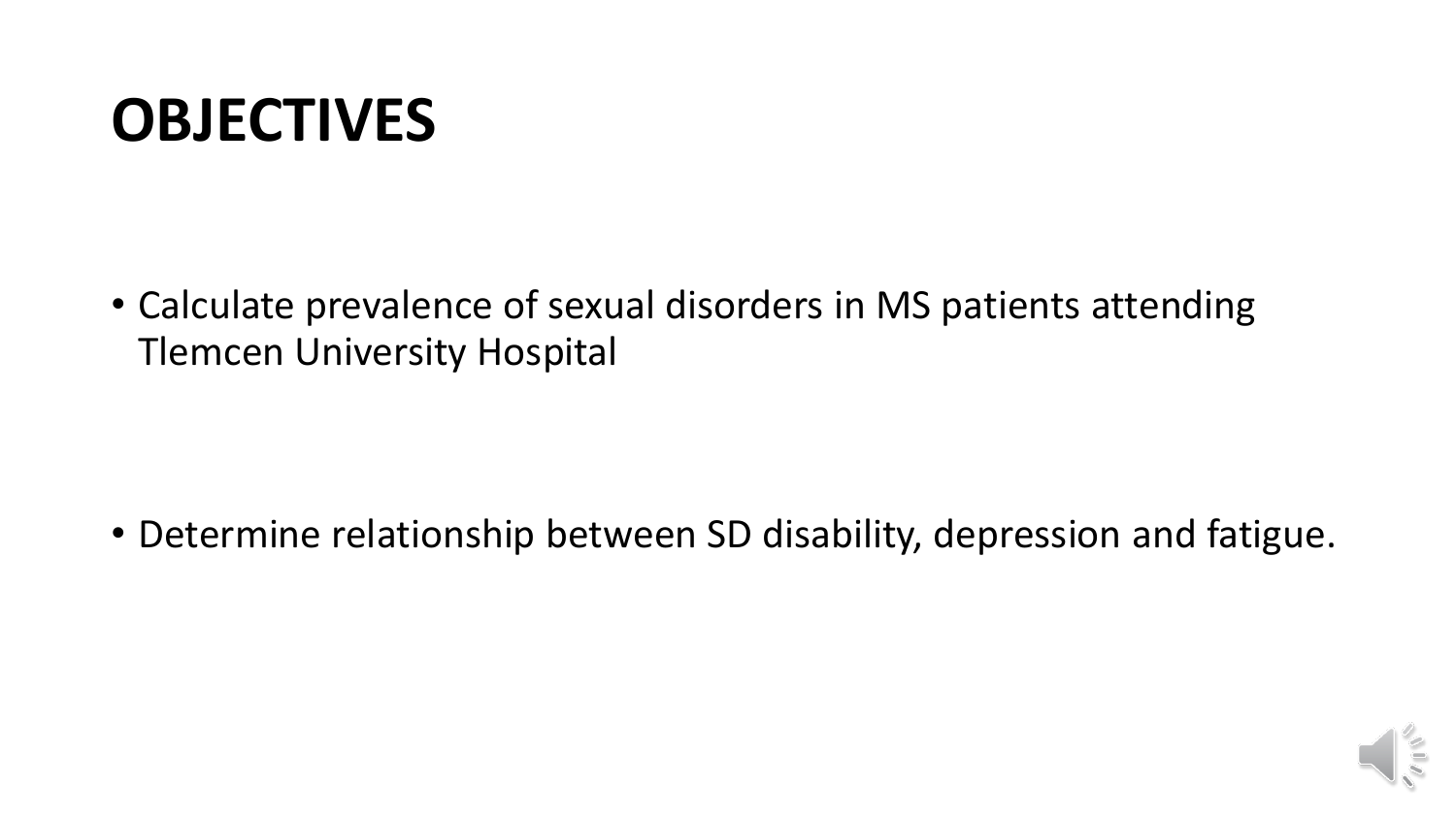# OBJECTIVES

- Calculate prevalence of sexual disorders in MS patients attending Tlemcen University Hospital

- Determine relationship between SD disability, depression and fatigue.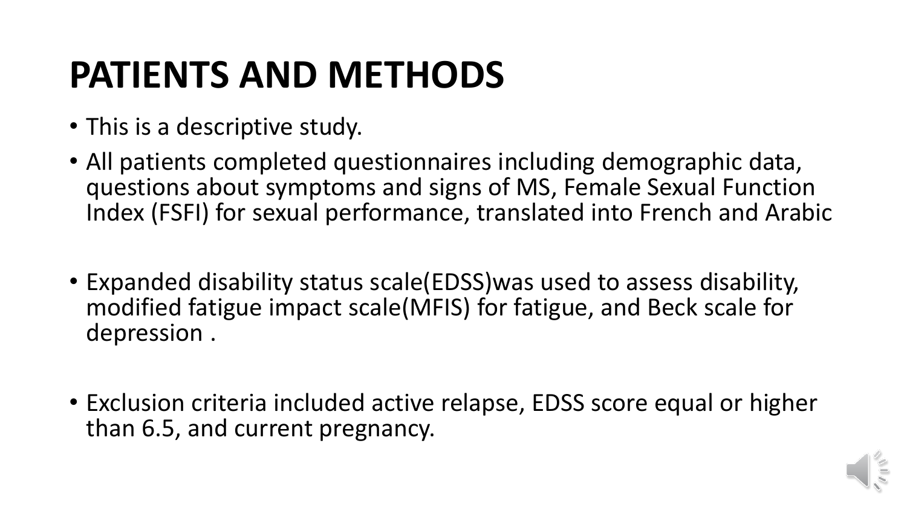# PATIENTS AND METHODS

- This is a descriptive study.
- All patients completed questionnaires including demographic data, questions about symptoms and signs of MS, Female Sexual Function Index (FSFI) for sexual performance, translated into French and Arabic
- Expanded disability status scale(EDSS)was used to assess disability, modified fatigue impact scale(MFIS) for fatigue, and Beck scale for depression .
- Exclusion criteria included active relapse, EDSS score equal or higher than 6.5, and current pregnancy.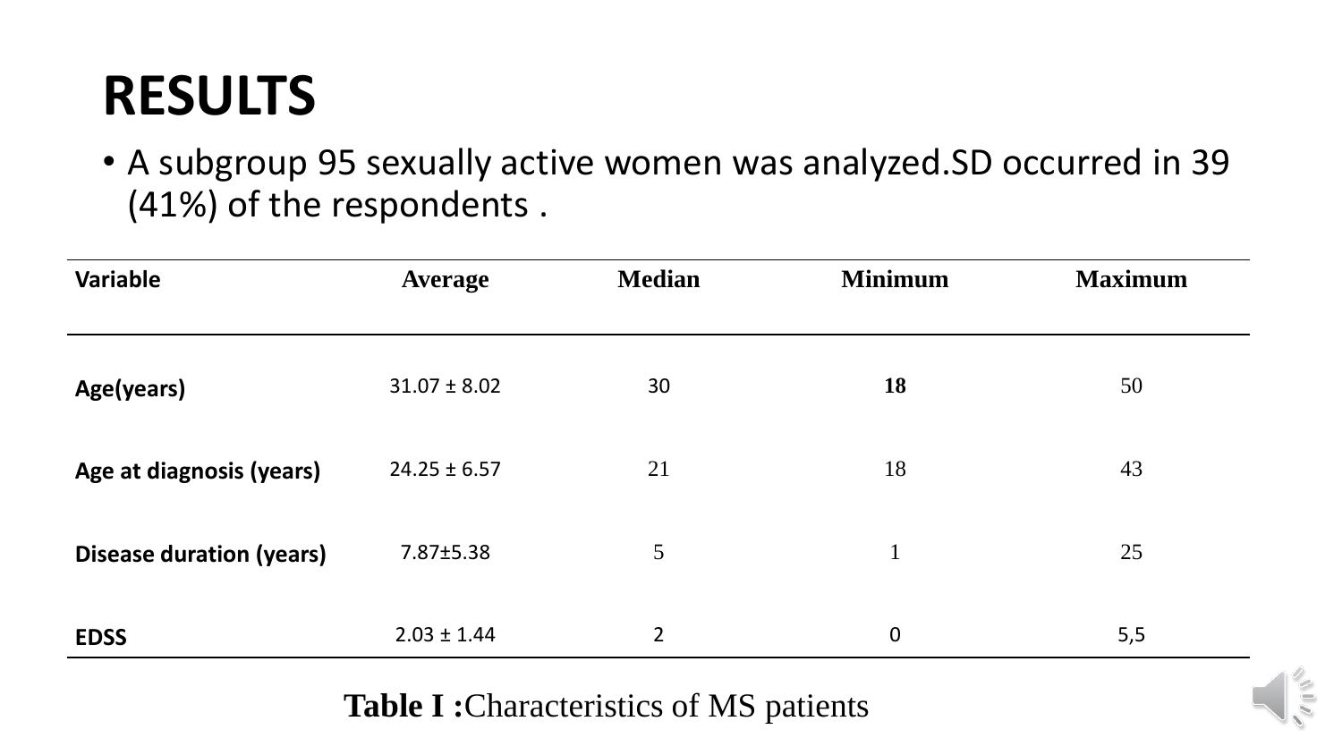# RESULTS

- A subgroup 95 sexually active women was analyzed.SD occurred in 39 (41%) of the respondents .

| Variable | Average | Median | Minimum | Maximum |
|---|---|---|---|---|
| **Age(years)** | 31.07 ± 8.02 | 30 | **18** | 50 |
| **Age at diagnosis (years)** | 24.25 ± 6.57 | 21 | 18 | 43 |
| **Disease duration (years)** | 7.87±5.38 | 5 | 1 | 25 |
| **EDSS** | 2.03 ± 1.44 | 2 | 0 | 5,5 |

**Table I :**Characteristics of MS patients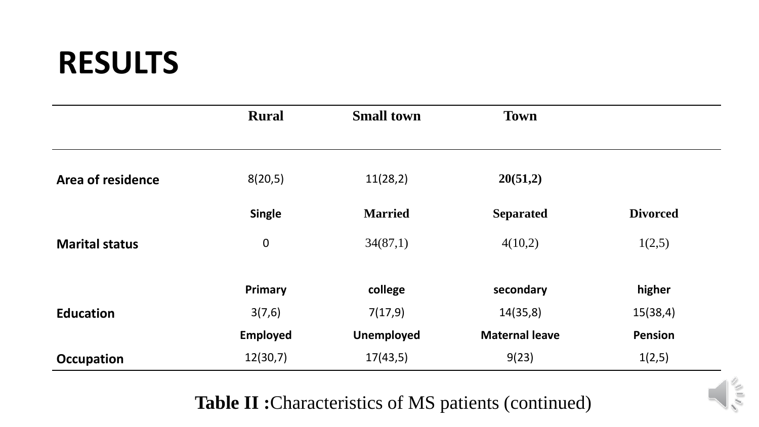# RESULTS

| | Rural | Small town | Town | |
|---|---|---|---|---|
| Area of residence | 8(20,5) | 11(28,2) | **20(51,2)** | |
| | **Single** | **Married** | **Separated** | **Divorced** |
| Marital status | 0 | 34(87,1) | 4(10,2) | 1(2,5) |
| | **Primary** | **college** | **secondary** | **higher** |
| Education | 3(7,6) | 7(17,9) | 14(35,8) | 15(38,4) |
| | **Employed** | **Unemployed** | **Maternal leave** | **Pension** |
| Occupation | 12(30,7) | 17(43,5) | 9(23) | 1(2,5) |

**Table II :**Characteristics of MS patients (continued)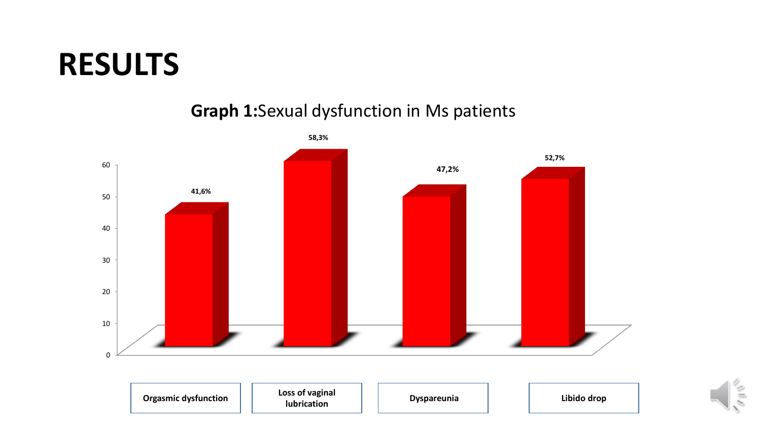# RESULTS

**Graph 1:** Sexual dysfunction in Ms patients

| Sexual dysfunction | % |
| --- | --- |
| Orgasmic dysfunction | 41,6% |
| Loss of vaginal lubrication | 58,3% |
| Dyspareunia | 47,2% |
| Libido drop | 52,7% |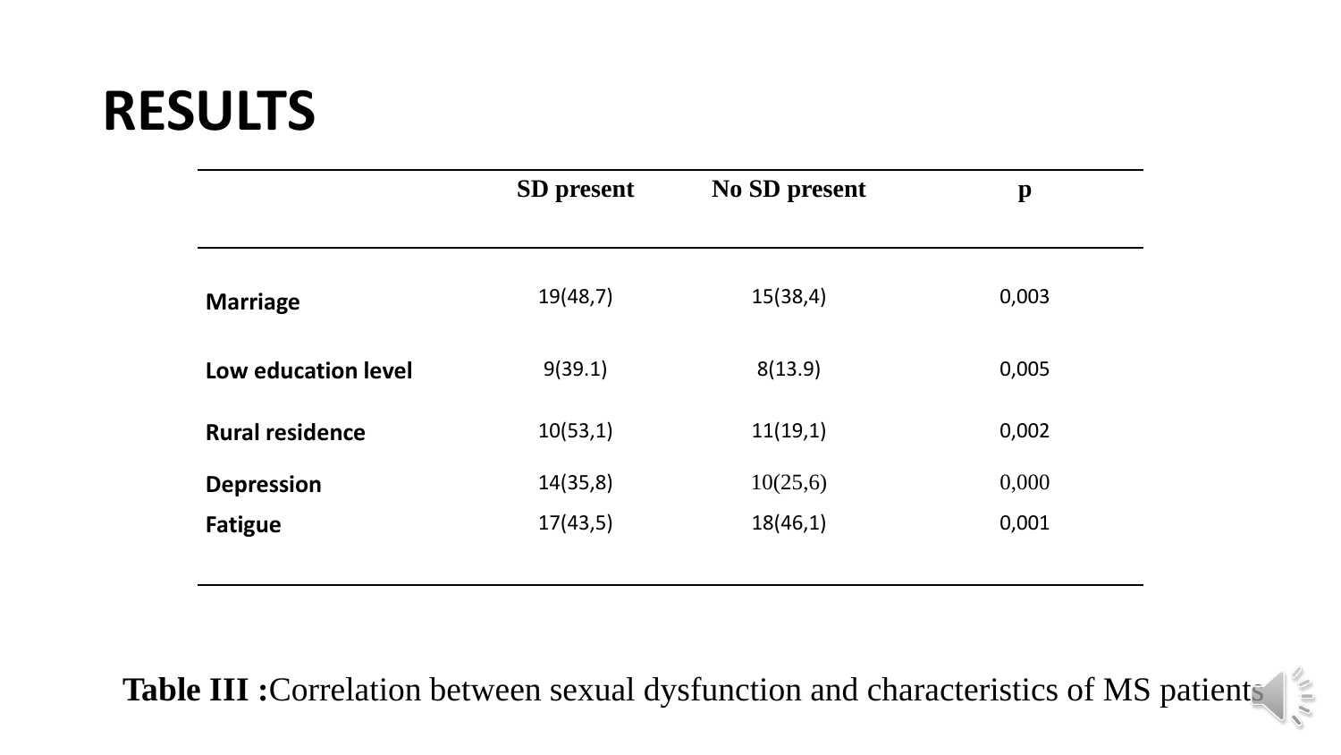# RESULTS

| | SD present | No SD present | p |
|---|---|---|---|
| **Marriage** | 19(48,7) | 15(38,4) | 0,003 |
| **Low education level** | 9(39.1) | 8(13.9) | 0,005 |
| **Rural residence** | 10(53,1) | 11(19,1) | 0,002 |
| **Depression** | 14(35,8) | 10(25,6) | 0,000 |
| **Fatigue** | 17(43,5) | 18(46,1) | 0,001 |

**Table III :**Correlation between sexual dysfunction and characteristics of MS patients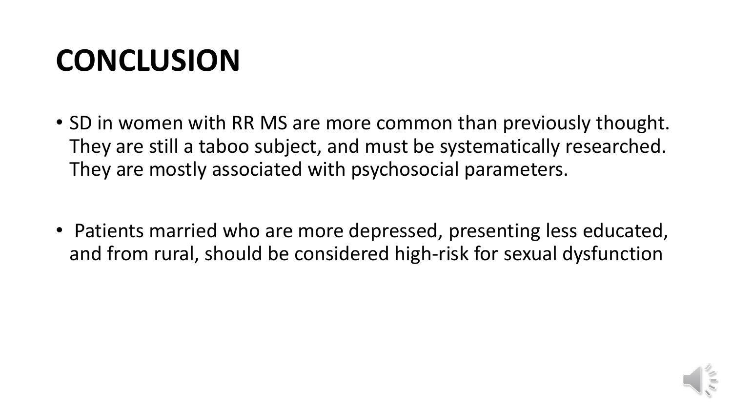# CONCLUSION

- SD in women with RR MS are more common than previously thought. They are still a taboo subject, and must be systematically researched. They are mostly associated with psychosocial parameters.

- Patients married who are more depressed, presenting less educated, and from rural, should be considered high-risk for sexual dysfunction